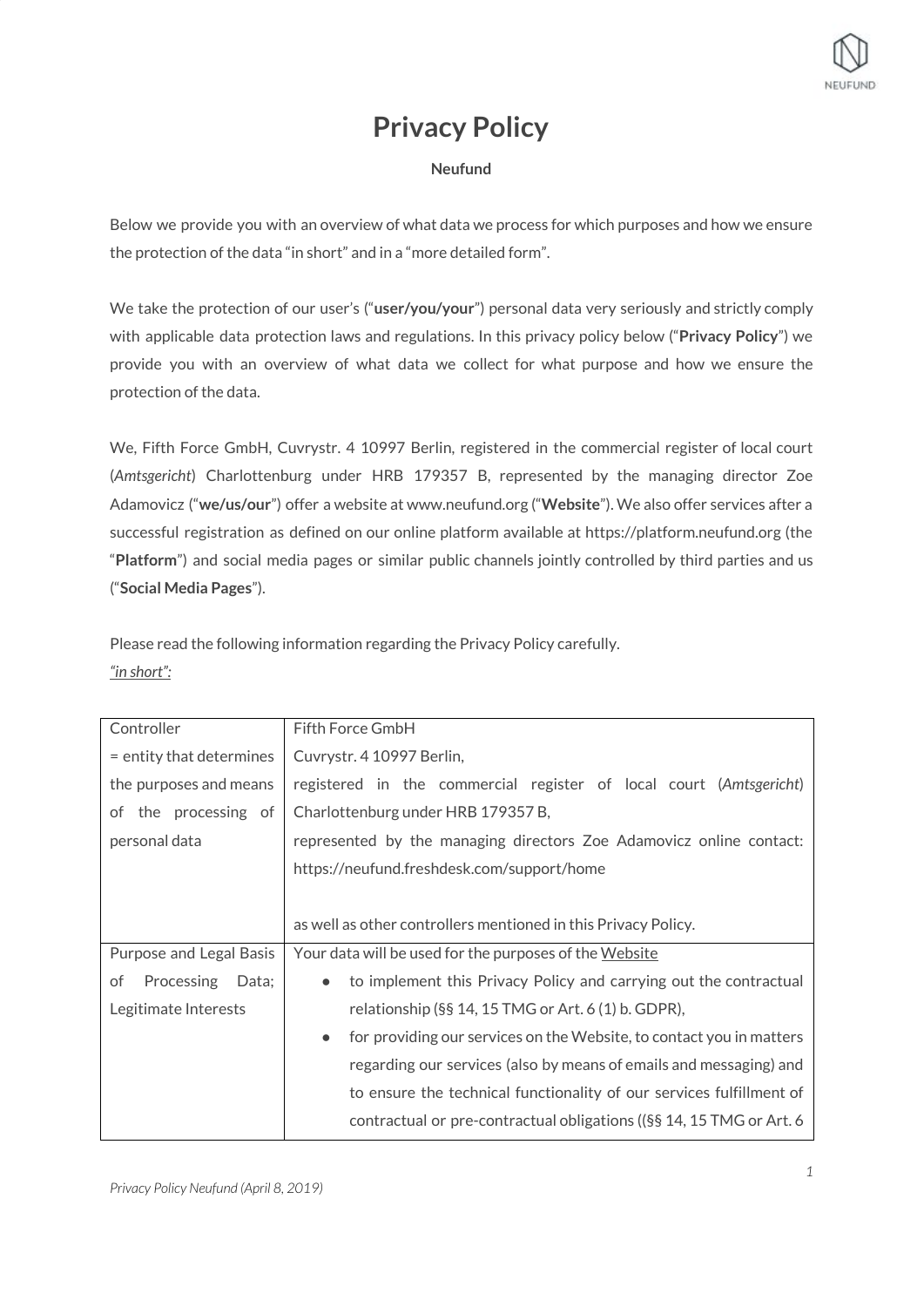# Privacy Policy

**Neufund**

Below we provide you with an overview of what data we process for which purposes and how we ensure the protection of the data "in short" and in a "more detailed form".

We take the protection of our user's ("**user/you/your**") personal data very seriously and strictly comply with applicable data protection laws and regulations. In this privacy policy below ("**Privacy Policy**") we provide you with an overview of what data we collect for what purpose and how we ensure the protection of the data.

We, Fifth Force GmbH, Cuvrystr. 4 10997 Berlin, registered in the commercial register of local court (*Amtsgericht*) Charlottenburg under HRB 179357 B, represented by the managing director Zoe Adamovicz ("**we/us/our**") offer a website at www.neufund.org ("**Website**"). We also offer services after a successful registration as defined on our online platform available at https://platform.neufund.org (the "**Platform**") and social media pages or similar public channels jointly controlled by third parties and us ("**Social Media Pages**").

Please read the following information regarding the Privacy Policy carefully.
*"in short":*

| | |
|---|---|
| Controller<br>= entity that determines the purposes and means of the processing of personal data | Fifth Force GmbH<br>Cuvrystr. 4 10997 Berlin,<br>registered in the commercial register of local court (*Amtsgericht*) Charlottenburg under HRB 179357 B,<br>represented by the managing directors Zoe Adamovicz online contact: https://neufund.freshdesk.com/support/home<br><br>as well as other controllers mentioned in this Privacy Policy. |
| Purpose and Legal Basis of Processing Data; Legitimate Interests | Your data will be used for the purposes of the Website<br>• to implement this Privacy Policy and carrying out the contractual relationship (§§ 14, 15 TMG or Art. 6 (1) b. GDPR),<br>• for providing our services on the Website, to contact you in matters regarding our services (also by means of emails and messaging) and to ensure the technical functionality of our services fulfillment of contractual or pre-contractual obligations ((§§ 14, 15 TMG or Art. 6 |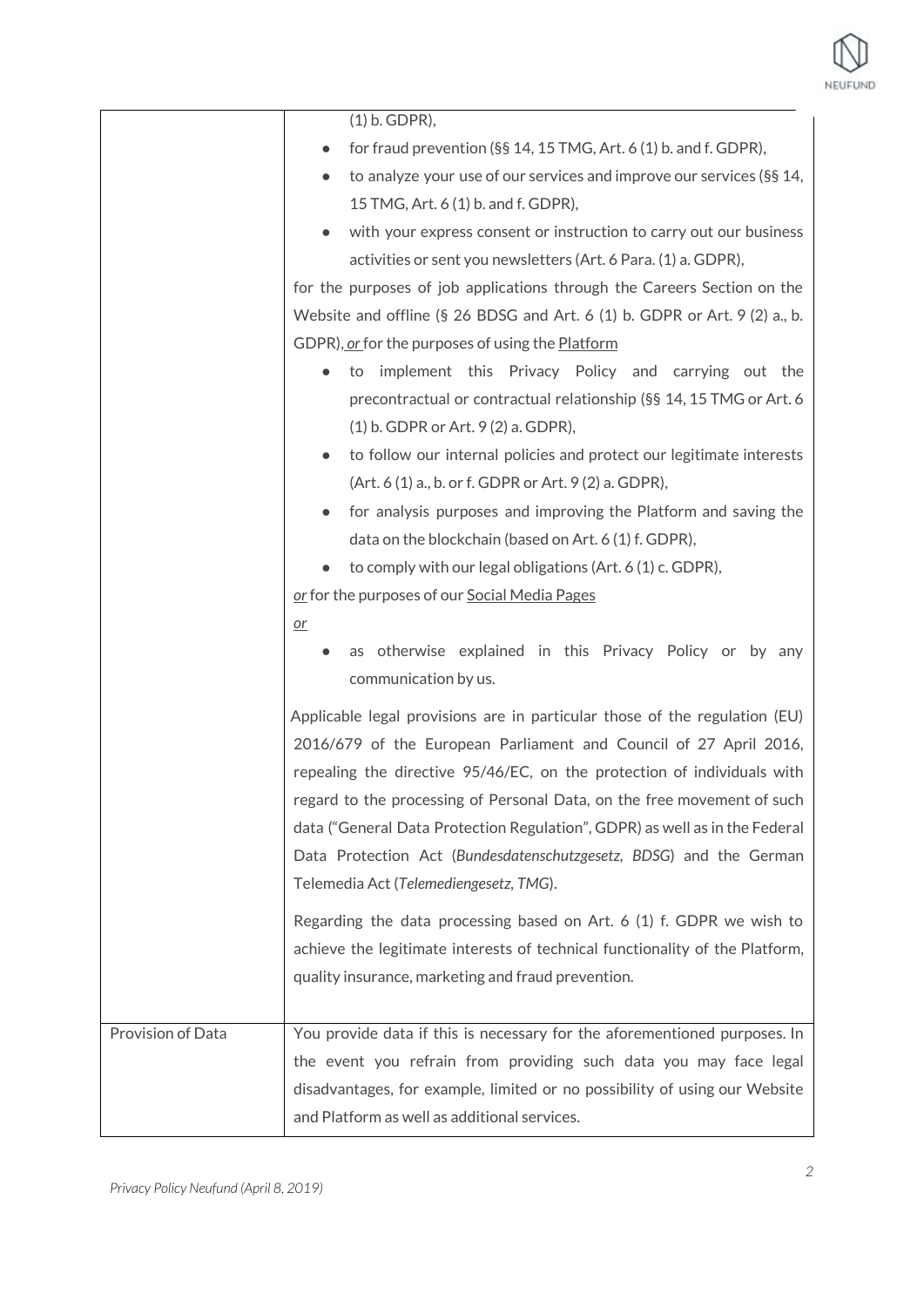| | |
|---|---|
| | (1) b. GDPR),<br>• for fraud prevention (§§ 14, 15 TMG, Art. 6 (1) b. and f. GDPR),<br>• to analyze your use of our services and improve our services (§§ 14, 15 TMG, Art. 6 (1) b. and f. GDPR),<br>• with your express consent or instruction to carry out our business activities or sent you newsletters (Art. 6 Para. (1) a. GDPR),<br>for the purposes of job applications through the Careers Section on the Website and offline (§ 26 BDSG and Art. 6 (1) b. GDPR or Art. 9 (2) a., b. GDPR), *or* for the purposes of using the Platform<br>• to implement this Privacy Policy and carrying out the precontractual or contractual relationship (§§ 14, 15 TMG or Art. 6 (1) b. GDPR or Art. 9 (2) a. GDPR),<br>• to follow our internal policies and protect our legitimate interests (Art. 6 (1) a., b. or f. GDPR or Art. 9 (2) a. GDPR),<br>• for analysis purposes and improving the Platform and saving the data on the blockchain (based on Art. 6 (1) f. GDPR),<br>• to comply with our legal obligations (Art. 6 (1) c. GDPR),<br>*or* for the purposes of our Social Media Pages<br>*or*<br>• as otherwise explained in this Privacy Policy or by any communication by us.<br><br>Applicable legal provisions are in particular those of the regulation (EU) 2016/679 of the European Parliament and Council of 27 April 2016, repealing the directive 95/46/EC, on the protection of individuals with regard to the processing of Personal Data, on the free movement of such data ("General Data Protection Regulation", GDPR) as well as in the Federal Data Protection Act (*Bundesdatenschutzgesetz, BDSG*) and the German Telemedia Act (*Telemediengesetz, TMG*).<br><br>Regarding the data processing based on Art. 6 (1) f. GDPR we wish to achieve the legitimate interests of technical functionality of the Platform, quality insurance, marketing and fraud prevention. |
| Provision of Data | You provide data if this is necessary for the aforementioned purposes. In the event you refrain from providing such data you may face legal disadvantages, for example, limited or no possibility of using our Website and Platform as well as additional services. |

*Privacy Policy Neufund (April 8, 2019)*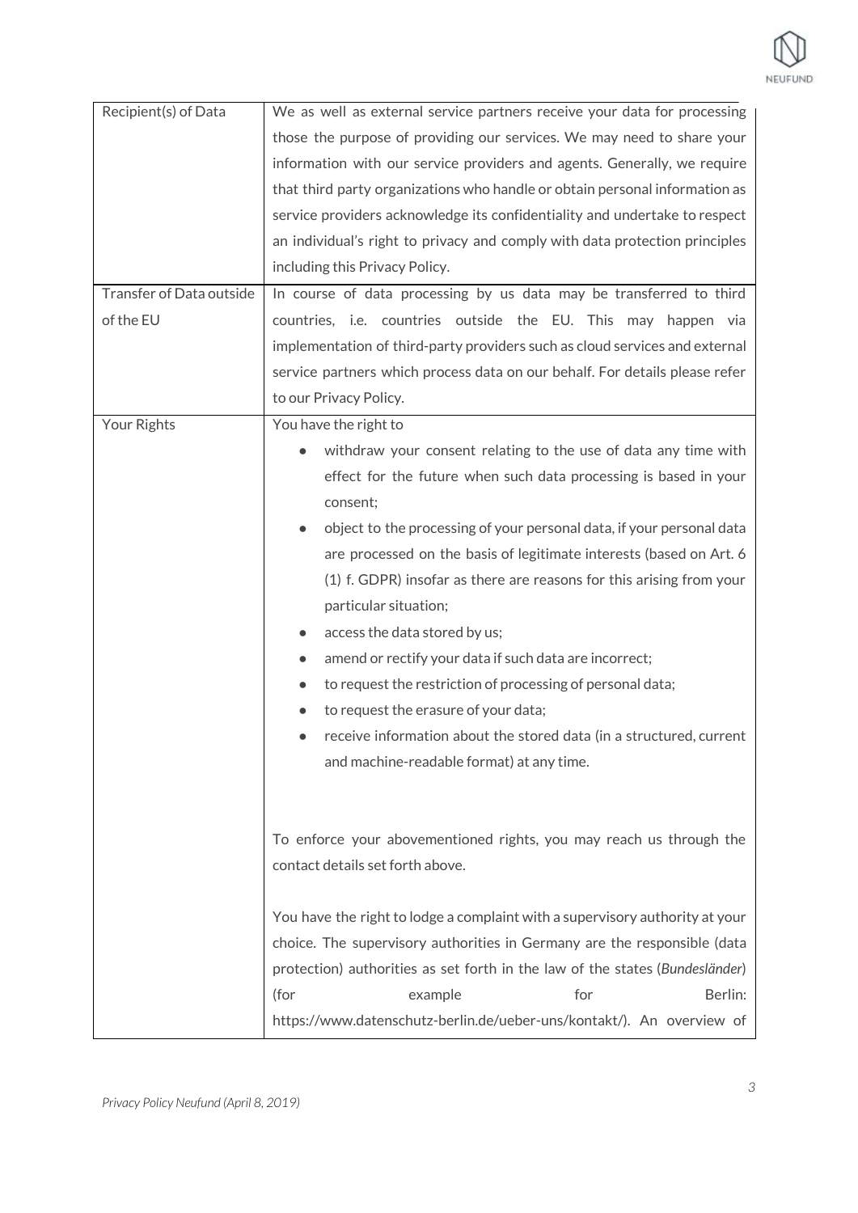| Recipient(s) of Data | We as well as external service partners receive your data for processing those the purpose of providing our services. We may need to share your information with our service providers and agents. Generally, we require that third party organizations who handle or obtain personal information as service providers acknowledge its confidentiality and undertake to respect an individual's right to privacy and comply with data protection principles including this Privacy Policy. |
|---|---|
| Transfer of Data outside of the EU | In course of data processing by us data may be transferred to third countries, i.e. countries outside the EU. This may happen via implementation of third-party providers such as cloud services and external service partners which process data on our behalf. For details please refer to our Privacy Policy. |
| Your Rights | You have the right to<br>• withdraw your consent relating to the use of data any time with effect for the future when such data processing is based in your consent;<br>• object to the processing of your personal data, if your personal data are processed on the basis of legitimate interests (based on Art. 6 (1) f. GDPR) insofar as there are reasons for this arising from your particular situation;<br>• access the data stored by us;<br>• amend or rectify your data if such data are incorrect;<br>• to request the restriction of processing of personal data;<br>• to request the erasure of your data;<br>• receive information about the stored data (in a structured, current and machine-readable format) at any time.<br><br>To enforce your abovementioned rights, you may reach us through the contact details set forth above.<br><br>You have the right to lodge a complaint with a supervisory authority at your choice. The supervisory authorities in Germany are the responsible (data protection) authorities as set forth in the law of the states (*Bundesländer*) (for example for Berlin: https://www.datenschutz-berlin.de/ueber-uns/kontakt/). An overview of |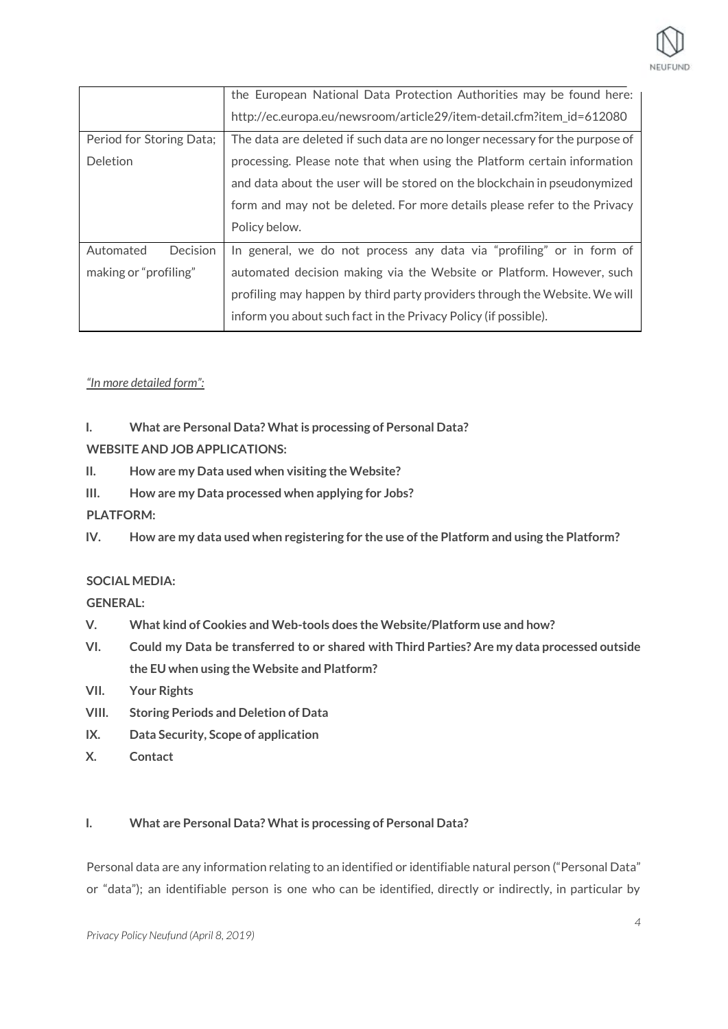| | |
|---|---|
| | the European National Data Protection Authorities may be found here: http://ec.europa.eu/newsroom/article29/item-detail.cfm?item_id=612080 |
| Period for Storing Data; Deletion | The data are deleted if such data are no longer necessary for the purpose of processing. Please note that when using the Platform certain information and data about the user will be stored on the blockchain in pseudonymized form and may not be deleted. For more details please refer to the Privacy Policy below. |
| Automated Decision making or "profiling" | In general, we do not process any data via "profiling" or in form of automated decision making via the Website or Platform. However, such profiling may happen by third party providers through the Website. We will inform you about such fact in the Privacy Policy (if possible). |

*"In more detailed form":*

**I. What are Personal Data? What is processing of Personal Data?**

**WEBSITE AND JOB APPLICATIONS:**

**II. How are my Data used when visiting the Website?**

**III. How are my Data processed when applying for Jobs?**

**PLATFORM:**

**IV. How are my data used when registering for the use of the Platform and using the Platform?**

**SOCIAL MEDIA:**

**GENERAL:**

**V. What kind of Cookies and Web-tools does the Website/Platform use and how?**

**VI. Could my Data be transferred to or shared with Third Parties? Are my data processed outside the EU when using the Website and Platform?**

**VII. Your Rights**

**VIII. Storing Periods and Deletion of Data**

**IX. Data Security, Scope of application**

**X. Contact**

## I. What are Personal Data? What is processing of Personal Data?

Personal data are any information relating to an identified or identifiable natural person ("Personal Data" or "data"); an identifiable person is one who can be identified, directly or indirectly, in particular by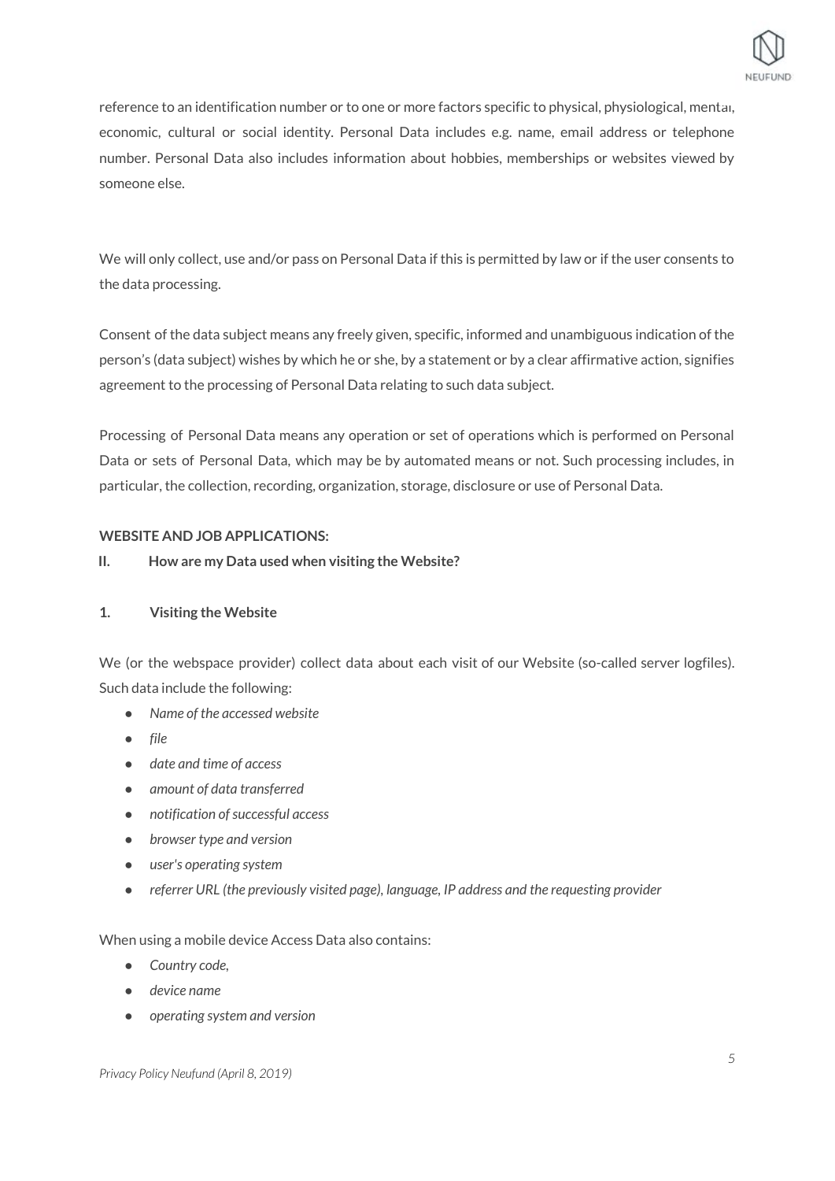reference to an identification number or to one or more factors specific to physical, physiological, mental, economic, cultural or social identity. Personal Data includes e.g. name, email address or telephone number. Personal Data also includes information about hobbies, memberships or websites viewed by someone else.

We will only collect, use and/or pass on Personal Data if this is permitted by law or if the user consents to the data processing.

Consent of the data subject means any freely given, specific, informed and unambiguous indication of the person's (data subject) wishes by which he or she, by a statement or by a clear affirmative action, signifies agreement to the processing of Personal Data relating to such data subject.

Processing of Personal Data means any operation or set of operations which is performed on Personal Data or sets of Personal Data, which may be by automated means or not. Such processing includes, in particular, the collection, recording, organization, storage, disclosure or use of Personal Data.

**WEBSITE AND JOB APPLICATIONS:**

## II. How are my Data used when visiting the Website?

### 1. Visiting the Website

We (or the webspace provider) collect data about each visit of our Website (so-called server logfiles). Such data include the following:

- *Name of the accessed website*
- *file*
- *date and time of access*
- *amount of data transferred*
- *notification of successful access*
- *browser type and version*
- *user's operating system*
- *referrer URL (the previously visited page), language, IP address and the requesting provider*

When using a mobile device Access Data also contains:

- *Country code,*
- *device name*
- *operating system and version*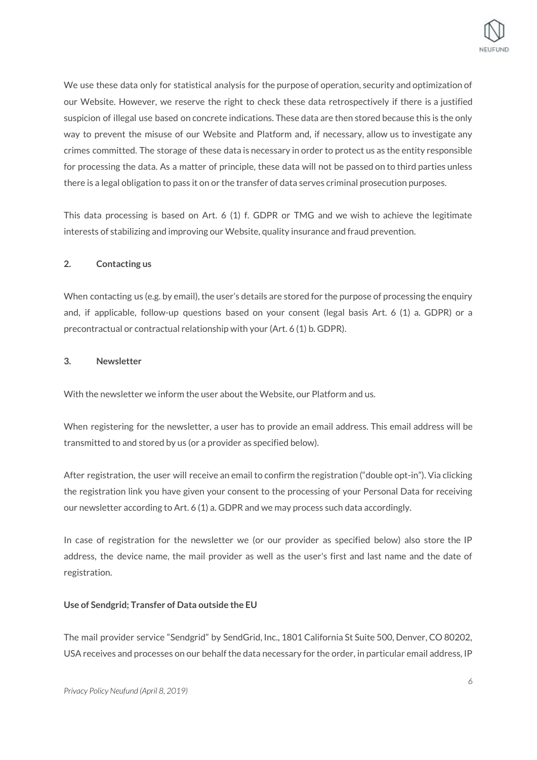We use these data only for statistical analysis for the purpose of operation, security and optimization of our Website. However, we reserve the right to check these data retrospectively if there is a justified suspicion of illegal use based on concrete indications. These data are then stored because this is the only way to prevent the misuse of our Website and Platform and, if necessary, allow us to investigate any crimes committed. The storage of these data is necessary in order to protect us as the entity responsible for processing the data. As a matter of principle, these data will not be passed on to third parties unless there is a legal obligation to pass it on or the transfer of data serves criminal prosecution purposes.

This data processing is based on Art. 6 (1) f. GDPR or TMG and we wish to achieve the legitimate interests of stabilizing and improving our Website, quality insurance and fraud prevention.

## 2. Contacting us

When contacting us (e.g. by email), the user's details are stored for the purpose of processing the enquiry and, if applicable, follow-up questions based on your consent (legal basis Art. 6 (1) a. GDPR) or a precontractual or contractual relationship with your (Art. 6 (1) b. GDPR).

## 3. Newsletter

With the newsletter we inform the user about the Website, our Platform and us.

When registering for the newsletter, a user has to provide an email address. This email address will be transmitted to and stored by us (or a provider as specified below).

After registration, the user will receive an email to confirm the registration ("double opt-in"). Via clicking the registration link you have given your consent to the processing of your Personal Data for receiving our newsletter according to Art. 6 (1) a. GDPR and we may process such data accordingly.

In case of registration for the newsletter we (or our provider as specified below) also store the IP address, the device name, the mail provider as well as the user's first and last name and the date of registration.

**Use of Sendgrid; Transfer of Data outside the EU**

The mail provider service "Sendgrid" by SendGrid, Inc., 1801 California St Suite 500, Denver, CO 80202, USA receives and processes on our behalf the data necessary for the order, in particular email address, IP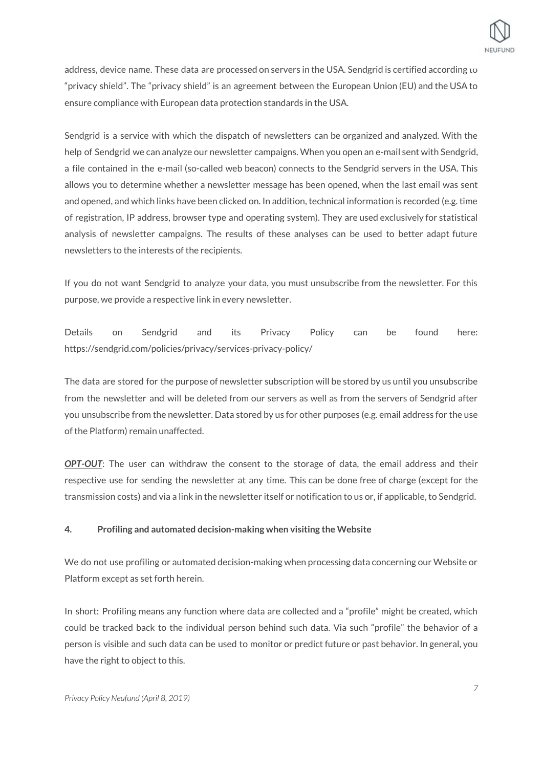address, device name. These data are processed on servers in the USA. Sendgrid is certified according to "privacy shield". The "privacy shield" is an agreement between the European Union (EU) and the USA to ensure compliance with European data protection standards in the USA.

Sendgrid is a service with which the dispatch of newsletters can be organized and analyzed. With the help of Sendgrid we can analyze our newsletter campaigns. When you open an e-mail sent with Sendgrid, a file contained in the e-mail (so-called web beacon) connects to the Sendgrid servers in the USA. This allows you to determine whether a newsletter message has been opened, when the last email was sent and opened, and which links have been clicked on. In addition, technical information is recorded (e.g. time of registration, IP address, browser type and operating system). They are used exclusively for statistical analysis of newsletter campaigns. The results of these analyses can be used to better adapt future newsletters to the interests of the recipients.

If you do not want Sendgrid to analyze your data, you must unsubscribe from the newsletter. For this purpose, we provide a respective link in every newsletter.

Details on Sendgrid and its Privacy Policy can be found here: https://sendgrid.com/policies/privacy/services-privacy-policy/

The data are stored for the purpose of newsletter subscription will be stored by us until you unsubscribe from the newsletter and will be deleted from our servers as well as from the servers of Sendgrid after you unsubscribe from the newsletter. Data stored by us for other purposes (e.g. email address for the use of the Platform) remain unaffected.

***OPT-OUT***: The user can withdraw the consent to the storage of data, the email address and their respective use for sending the newsletter at any time. This can be done free of charge (except for the transmission costs) and via a link in the newsletter itself or notification to us or, if applicable, to Sendgrid.

### 4. Profiling and automated decision-making when visiting the Website

We do not use profiling or automated decision-making when processing data concerning our Website or Platform except as set forth herein.

In short: Profiling means any function where data are collected and a "profile" might be created, which could be tracked back to the individual person behind such data. Via such "profile" the behavior of a person is visible and such data can be used to monitor or predict future or past behavior. In general, you have the right to object to this.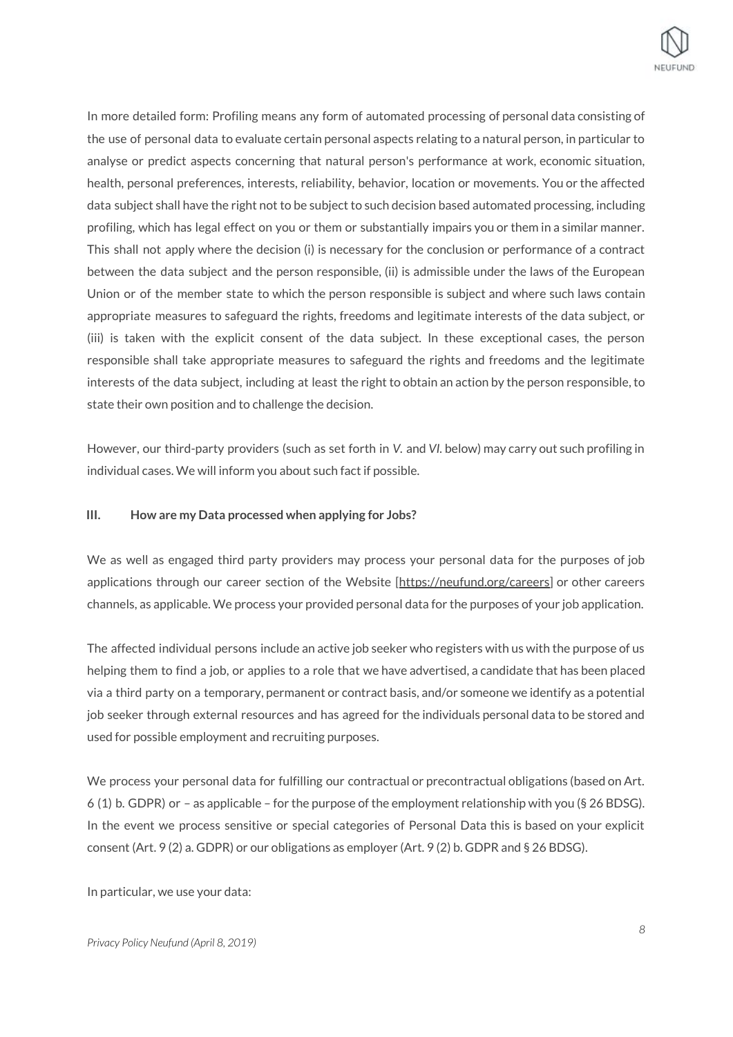In more detailed form: Profiling means any form of automated processing of personal data consisting of the use of personal data to evaluate certain personal aspects relating to a natural person, in particular to analyse or predict aspects concerning that natural person's performance at work, economic situation, health, personal preferences, interests, reliability, behavior, location or movements. You or the affected data subject shall have the right not to be subject to such decision based automated processing, including profiling, which has legal effect on you or them or substantially impairs you or them in a similar manner. This shall not apply where the decision (i) is necessary for the conclusion or performance of a contract between the data subject and the person responsible, (ii) is admissible under the laws of the European Union or of the member state to which the person responsible is subject and where such laws contain appropriate measures to safeguard the rights, freedoms and legitimate interests of the data subject, or (iii) is taken with the explicit consent of the data subject. In these exceptional cases, the person responsible shall take appropriate measures to safeguard the rights and freedoms and the legitimate interests of the data subject, including at least the right to obtain an action by the person responsible, to state their own position and to challenge the decision.

However, our third-party providers (such as set forth in *V.* and *VI.* below) may carry out such profiling in individual cases. We will inform you about such fact if possible.

### III. How are my Data processed when applying for Jobs?

We as well as engaged third party providers may process your personal data for the purposes of job applications through our career section of the Website [https://neufund.org/careers] or other careers channels, as applicable. We process your provided personal data for the purposes of your job application.

The affected individual persons include an active job seeker who registers with us with the purpose of us helping them to find a job, or applies to a role that we have advertised, a candidate that has been placed via a third party on a temporary, permanent or contract basis, and/or someone we identify as a potential job seeker through external resources and has agreed for the individuals personal data to be stored and used for possible employment and recruiting purposes.

We process your personal data for fulfilling our contractual or precontractual obligations (based on Art. 6 (1) b. GDPR) or – as applicable – for the purpose of the employment relationship with you (§ 26 BDSG). In the event we process sensitive or special categories of Personal Data this is based on your explicit consent (Art. 9 (2) a. GDPR) or our obligations as employer (Art. 9 (2) b. GDPR and § 26 BDSG).

In particular, we use your data: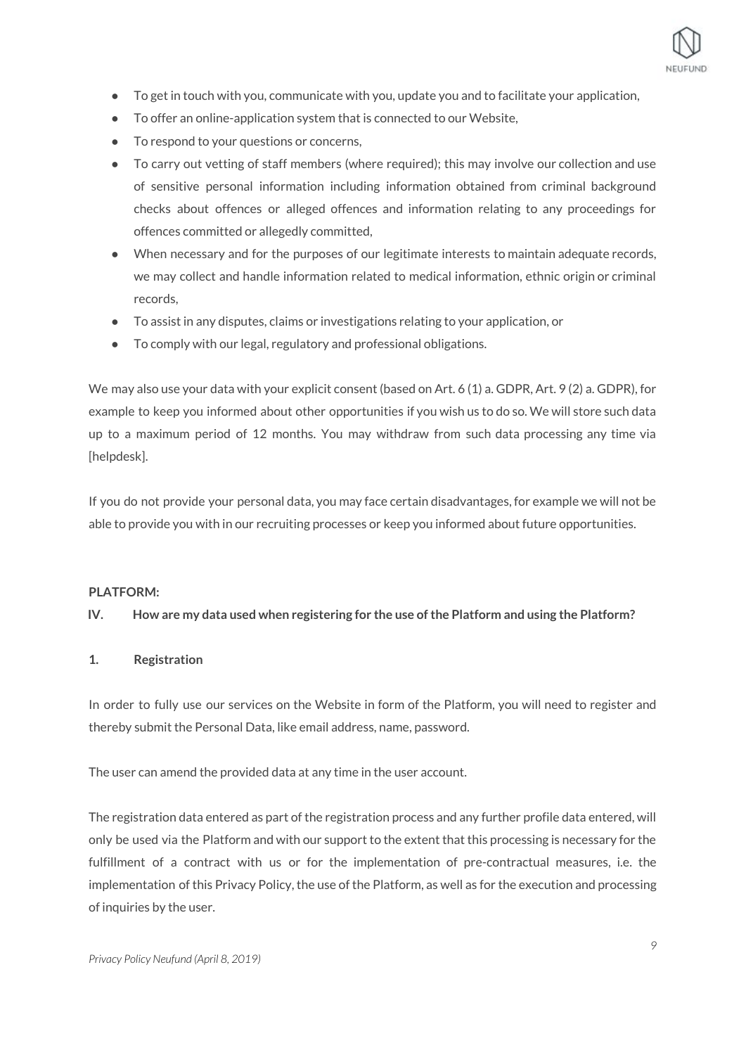- To get in touch with you, communicate with you, update you and to facilitate your application,
- To offer an online-application system that is connected to our Website,
- To respond to your questions or concerns,
- To carry out vetting of staff members (where required); this may involve our collection and use of sensitive personal information including information obtained from criminal background checks about offences or alleged offences and information relating to any proceedings for offences committed or allegedly committed,
- When necessary and for the purposes of our legitimate interests to maintain adequate records, we may collect and handle information related to medical information, ethnic origin or criminal records,
- To assist in any disputes, claims or investigations relating to your application, or
- To comply with our legal, regulatory and professional obligations.

We may also use your data with your explicit consent (based on Art. 6 (1) a. GDPR, Art. 9 (2) a. GDPR), for example to keep you informed about other opportunities if you wish us to do so. We will store such data up to a maximum period of 12 months. You may withdraw from such data processing any time via [helpdesk].

If you do not provide your personal data, you may face certain disadvantages, for example we will not be able to provide you with in our recruiting processes or keep you informed about future opportunities.

**PLATFORM:**

## IV. How are my data used when registering for the use of the Platform and using the Platform?

### 1. Registration

In order to fully use our services on the Website in form of the Platform, you will need to register and thereby submit the Personal Data, like email address, name, password.

The user can amend the provided data at any time in the user account.

The registration data entered as part of the registration process and any further profile data entered, will only be used via the Platform and with our support to the extent that this processing is necessary for the fulfillment of a contract with us or for the implementation of pre-contractual measures, i.e. the implementation of this Privacy Policy, the use of the Platform, as well as for the execution and processing of inquiries by the user.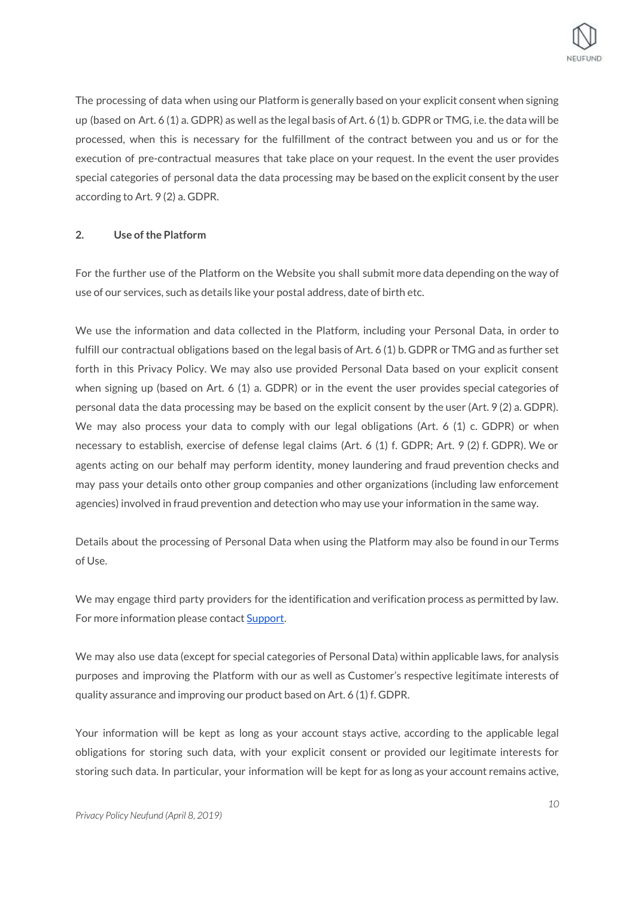The processing of data when using our Platform is generally based on your explicit consent when signing up (based on Art. 6 (1) a. GDPR) as well as the legal basis of Art. 6 (1) b. GDPR or TMG, i.e. the data will be processed, when this is necessary for the fulfillment of the contract between you and us or for the execution of pre-contractual measures that take place on your request. In the event the user provides special categories of personal data the data processing may be based on the explicit consent by the user according to Art. 9 (2) a. GDPR.

## 2. Use of the Platform

For the further use of the Platform on the Website you shall submit more data depending on the way of use of our services, such as details like your postal address, date of birth etc.

We use the information and data collected in the Platform, including your Personal Data, in order to fulfill our contractual obligations based on the legal basis of Art. 6 (1) b. GDPR or TMG and as further set forth in this Privacy Policy. We may also use provided Personal Data based on your explicit consent when signing up (based on Art. 6 (1) a. GDPR) or in the event the user provides special categories of personal data the data processing may be based on the explicit consent by the user (Art. 9 (2) a. GDPR). We may also process your data to comply with our legal obligations (Art. 6 (1) c. GDPR) or when necessary to establish, exercise of defense legal claims (Art. 6 (1) f. GDPR; Art. 9 (2) f. GDPR). We or agents acting on our behalf may perform identity, money laundering and fraud prevention checks and may pass your details onto other group companies and other organizations (including law enforcement agencies) involved in fraud prevention and detection who may use your information in the same way.

Details about the processing of Personal Data when using the Platform may also be found in our Terms of Use.

We may engage third party providers for the identification and verification process as permitted by law. For more information please contact Support.

We may also use data (except for special categories of Personal Data) within applicable laws, for analysis purposes and improving the Platform with our as well as Customer's respective legitimate interests of quality assurance and improving our product based on Art. 6 (1) f. GDPR.

Your information will be kept as long as your account stays active, according to the applicable legal obligations for storing such data, with your explicit consent or provided our legitimate interests for storing such data. In particular, your information will be kept for as long as your account remains active,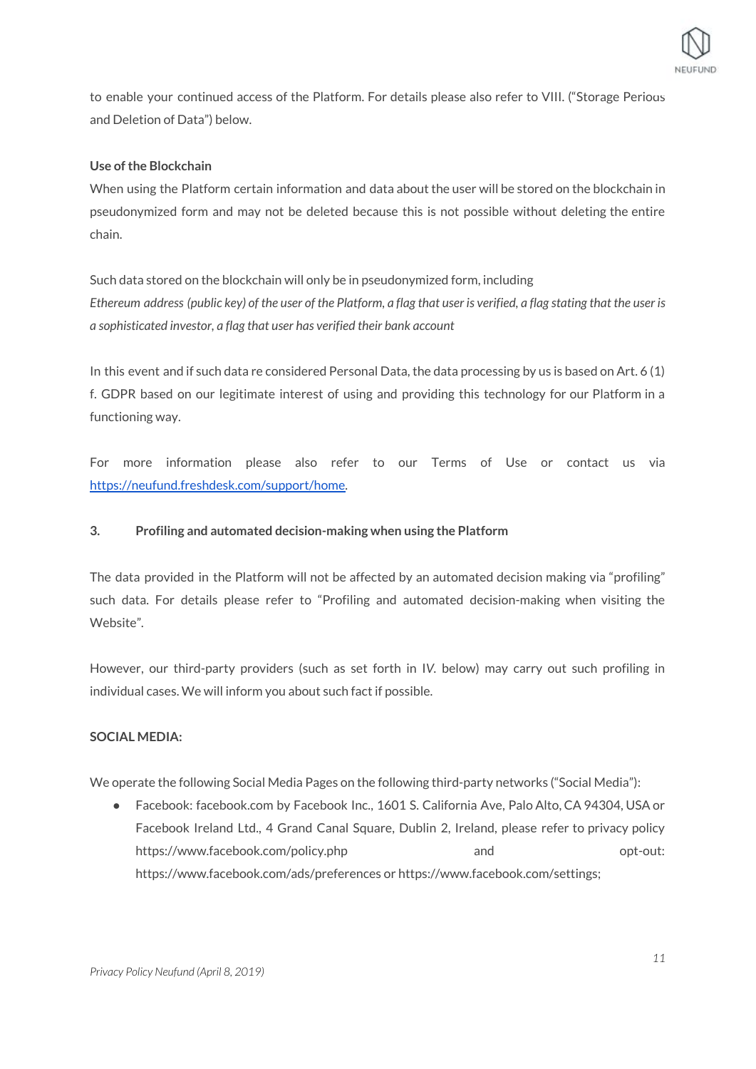to enable your continued access of the Platform. For details please also refer to VIII. ("Storage Periods and Deletion of Data") below.

**Use of the Blockchain**

When using the Platform certain information and data about the user will be stored on the blockchain in pseudonymized form and may not be deleted because this is not possible without deleting the entire chain.

Such data stored on the blockchain will only be in pseudonymized form, including
*Ethereum address (public key) of the user of the Platform, a flag that user is verified, a flag stating that the user is a sophisticated investor, a flag that user has verified their bank account*

In this event and if such data re considered Personal Data, the data processing by us is based on Art. 6 (1) f. GDPR based on our legitimate interest of using and providing this technology for our Platform in a functioning way.

For more information please also refer to our Terms of Use or contact us via [https://neufund.freshdesk.com/support/home](https://neufund.freshdesk.com/support/home).

**3. Profiling and automated decision-making when using the Platform**

The data provided in the Platform will not be affected by an automated decision making via "profiling" such data. For details please refer to "Profiling and automated decision-making when visiting the Website".

However, our third-party providers (such as set forth in IV. below) may carry out such profiling in individual cases. We will inform you about such fact if possible.

**SOCIAL MEDIA:**

We operate the following Social Media Pages on the following third-party networks ("Social Media"):

- Facebook: facebook.com by Facebook Inc., 1601 S. California Ave, Palo Alto, CA 94304, USA or Facebook Ireland Ltd., 4 Grand Canal Square, Dublin 2, Ireland, please refer to privacy policy https://www.facebook.com/policy.php and opt-out: https://www.facebook.com/ads/preferences or https://www.facebook.com/settings;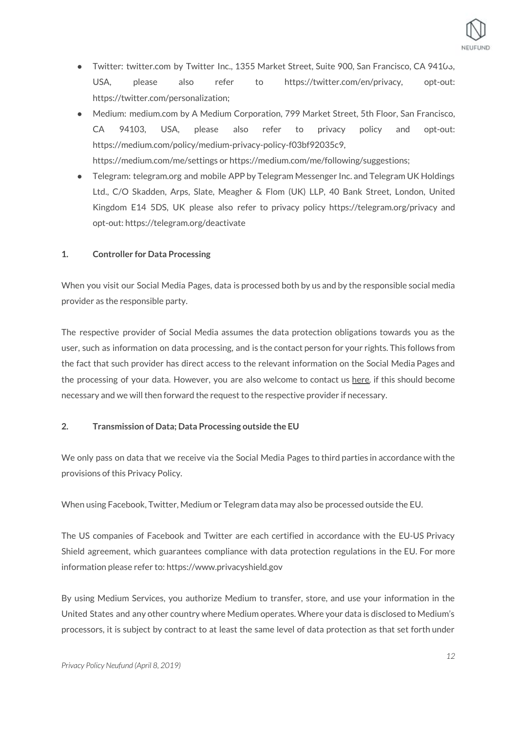- Twitter: twitter.com by Twitter Inc., 1355 Market Street, Suite 900, San Francisco, CA 94103, USA, please also refer to https://twitter.com/en/privacy, opt-out: https://twitter.com/personalization;
- Medium: medium.com by A Medium Corporation, 799 Market Street, 5th Floor, San Francisco, CA 94103, USA, please also refer to privacy policy and opt-out: https://medium.com/policy/medium-privacy-policy-f03bf92035c9, https://medium.com/me/settings or https://medium.com/me/following/suggestions;
- Telegram: telegram.org and mobile APP by Telegram Messenger Inc. and Telegram UK Holdings Ltd., C/O Skadden, Arps, Slate, Meagher & Flom (UK) LLP, 40 Bank Street, London, United Kingdom E14 5DS, UK please also refer to privacy policy https://telegram.org/privacy and opt-out: https://telegram.org/deactivate

**1. Controller for Data Processing**

When you visit our Social Media Pages, data is processed both by us and by the responsible social media provider as the responsible party.

The respective provider of Social Media assumes the data protection obligations towards you as the user, such as information on data processing, and is the contact person for your rights. This follows from the fact that such provider has direct access to the relevant information on the Social Media Pages and the processing of your data. However, you are also welcome to contact us here. if this should become necessary and we will then forward the request to the respective provider if necessary.

**2. Transmission of Data; Data Processing outside the EU**

We only pass on data that we receive via the Social Media Pages to third parties in accordance with the provisions of this Privacy Policy.

When using Facebook, Twitter, Medium or Telegram data may also be processed outside the EU.

The US companies of Facebook and Twitter are each certified in accordance with the EU-US Privacy Shield agreement, which guarantees compliance with data protection regulations in the EU. For more information please refer to: https://www.privacyshield.gov

By using Medium Services, you authorize Medium to transfer, store, and use your information in the United States and any other country where Medium operates. Where your data is disclosed to Medium's processors, it is subject by contract to at least the same level of data protection as that set forth under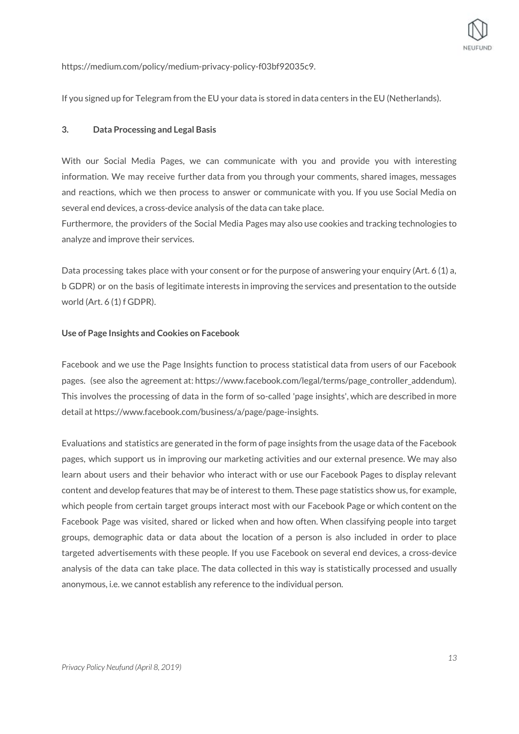https://medium.com/policy/medium-privacy-policy-f03bf92035c9.

If you signed up for Telegram from the EU your data is stored in data centers in the EU (Netherlands).

### 3. Data Processing and Legal Basis

With our Social Media Pages, we can communicate with you and provide you with interesting information. We may receive further data from you through your comments, shared images, messages and reactions, which we then process to answer or communicate with you. If you use Social Media on several end devices, a cross-device analysis of the data can take place.
Furthermore, the providers of the Social Media Pages may also use cookies and tracking technologies to analyze and improve their services.

Data processing takes place with your consent or for the purpose of answering your enquiry (Art. 6 (1) a, b GDPR) or on the basis of legitimate interests in improving the services and presentation to the outside world (Art. 6 (1) f GDPR).

**Use of Page Insights and Cookies on Facebook**

Facebook and we use the Page Insights function to process statistical data from users of our Facebook pages. (see also the agreement at: https://www.facebook.com/legal/terms/page_controller_addendum). This involves the processing of data in the form of so-called 'page insights', which are described in more detail at https://www.facebook.com/business/a/page/page-insights.

Evaluations and statistics are generated in the form of page insights from the usage data of the Facebook pages, which support us in improving our marketing activities and our external presence. We may also learn about users and their behavior who interact with or use our Facebook Pages to display relevant content and develop features that may be of interest to them. These page statistics show us, for example, which people from certain target groups interact most with our Facebook Page or which content on the Facebook Page was visited, shared or licked when and how often. When classifying people into target groups, demographic data or data about the location of a person is also included in order to place targeted advertisements with these people. If you use Facebook on several end devices, a cross-device analysis of the data can take place. The data collected in this way is statistically processed and usually anonymous, i.e. we cannot establish any reference to the individual person.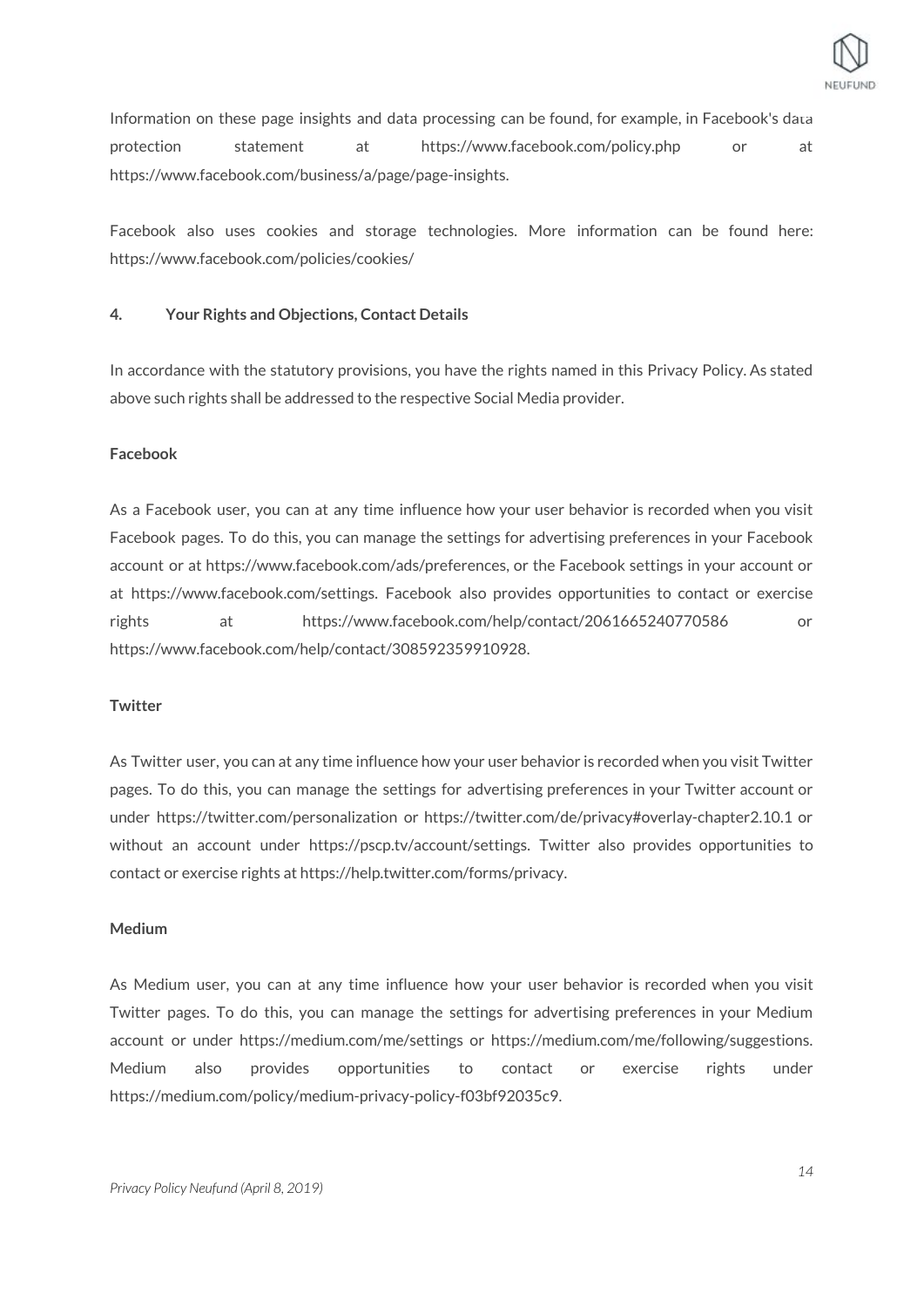Information on these page insights and data processing can be found, for example, in Facebook's data protection statement at https://www.facebook.com/policy.php or at https://www.facebook.com/business/a/page/page-insights.

Facebook also uses cookies and storage technologies. More information can be found here: https://www.facebook.com/policies/cookies/

**4. Your Rights and Objections, Contact Details**

In accordance with the statutory provisions, you have the rights named in this Privacy Policy. As stated above such rights shall be addressed to the respective Social Media provider.

**Facebook**

As a Facebook user, you can at any time influence how your user behavior is recorded when you visit Facebook pages. To do this, you can manage the settings for advertising preferences in your Facebook account or at https://www.facebook.com/ads/preferences, or the Facebook settings in your account or at https://www.facebook.com/settings. Facebook also provides opportunities to contact or exercise rights at https://www.facebook.com/help/contact/2061665240770586 or https://www.facebook.com/help/contact/308592359910928.

**Twitter**

As Twitter user, you can at any time influence how your user behavior is recorded when you visit Twitter pages. To do this, you can manage the settings for advertising preferences in your Twitter account or under https://twitter.com/personalization or https://twitter.com/de/privacy#overlay-chapter2.10.1 or without an account under https://pscp.tv/account/settings. Twitter also provides opportunities to contact or exercise rights at https://help.twitter.com/forms/privacy.

**Medium**

As Medium user, you can at any time influence how your user behavior is recorded when you visit Twitter pages. To do this, you can manage the settings for advertising preferences in your Medium account or under https://medium.com/me/settings or https://medium.com/me/following/suggestions. Medium also provides opportunities to contact or exercise rights under https://medium.com/policy/medium-privacy-policy-f03bf92035c9.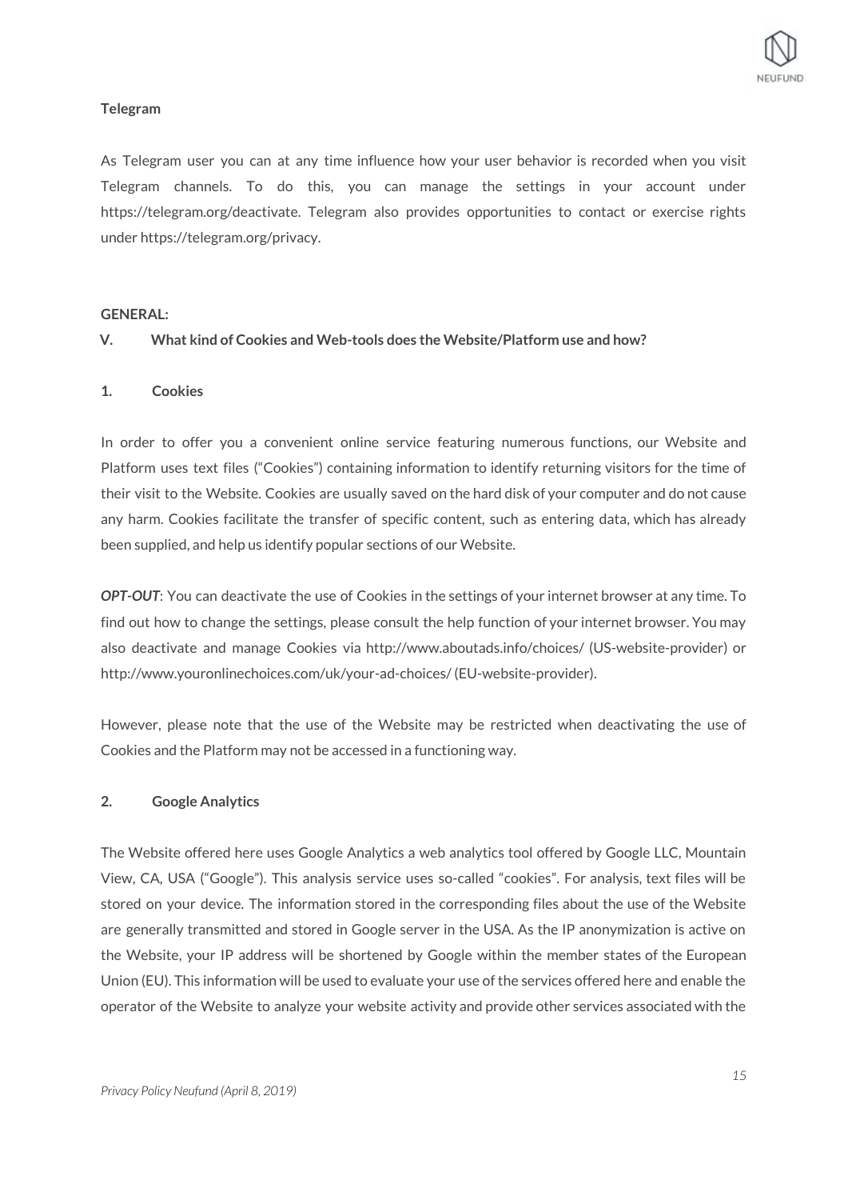**Telegram**

As Telegram user you can at any time influence how your user behavior is recorded when you visit Telegram channels. To do this, you can manage the settings in your account under https://telegram.org/deactivate. Telegram also provides opportunities to contact or exercise rights under https://telegram.org/privacy.

**GENERAL:**

## V. What kind of Cookies and Web-tools does the Website/Platform use and how?

### 1. Cookies

In order to offer you a convenient online service featuring numerous functions, our Website and Platform uses text files ("Cookies") containing information to identify returning visitors for the time of their visit to the Website. Cookies are usually saved on the hard disk of your computer and do not cause any harm. Cookies facilitate the transfer of specific content, such as entering data, which has already been supplied, and help us identify popular sections of our Website.

***OPT-OUT***: You can deactivate the use of Cookies in the settings of your internet browser at any time. To find out how to change the settings, please consult the help function of your internet browser. You may also deactivate and manage Cookies via http://www.aboutads.info/choices/ (US-website-provider) or http://www.youronlinechoices.com/uk/your-ad-choices/ (EU-website-provider).

However, please note that the use of the Website may be restricted when deactivating the use of Cookies and the Platform may not be accessed in a functioning way.

### 2. Google Analytics

The Website offered here uses Google Analytics a web analytics tool offered by Google LLC, Mountain View, CA, USA ("Google"). This analysis service uses so-called "cookies". For analysis, text files will be stored on your device. The information stored in the corresponding files about the use of the Website are generally transmitted and stored in Google server in the USA. As the IP anonymization is active on the Website, your IP address will be shortened by Google within the member states of the European Union (EU). This information will be used to evaluate your use of the services offered here and enable the operator of the Website to analyze your website activity and provide other services associated with the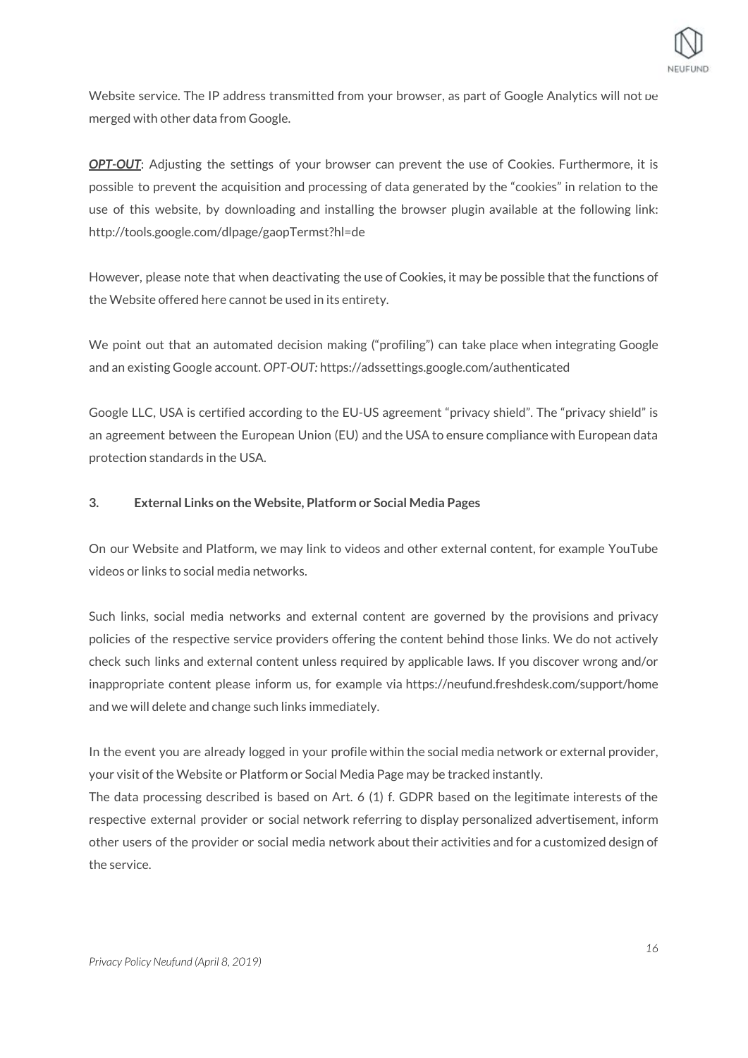Website service. The IP address transmitted from your browser, as part of Google Analytics will not be merged with other data from Google.

***OPT-OUT***: Adjusting the settings of your browser can prevent the use of Cookies. Furthermore, it is possible to prevent the acquisition and processing of data generated by the "cookies" in relation to the use of this website, by downloading and installing the browser plugin available at the following link: http://tools.google.com/dlpage/gaopTermst?hl=de

However, please note that when deactivating the use of Cookies, it may be possible that the functions of the Website offered here cannot be used in its entirety.

We point out that an automated decision making ("profiling") can take place when integrating Google and an existing Google account. *OPT-OUT:* https://adssettings.google.com/authenticated

Google LLC, USA is certified according to the EU-US agreement "privacy shield". The "privacy shield" is an agreement between the European Union (EU) and the USA to ensure compliance with European data protection standards in the USA.

### 3. External Links on the Website, Platform or Social Media Pages

On our Website and Platform, we may link to videos and other external content, for example YouTube videos or links to social media networks.

Such links, social media networks and external content are governed by the provisions and privacy policies of the respective service providers offering the content behind those links. We do not actively check such links and external content unless required by applicable laws. If you discover wrong and/or inappropriate content please inform us, for example via https://neufund.freshdesk.com/support/home and we will delete and change such links immediately.

In the event you are already logged in your profile within the social media network or external provider, your visit of the Website or Platform or Social Media Page may be tracked instantly.
The data processing described is based on Art. 6 (1) f. GDPR based on the legitimate interests of the respective external provider or social network referring to display personalized advertisement, inform other users of the provider or social media network about their activities and for a customized design of the service.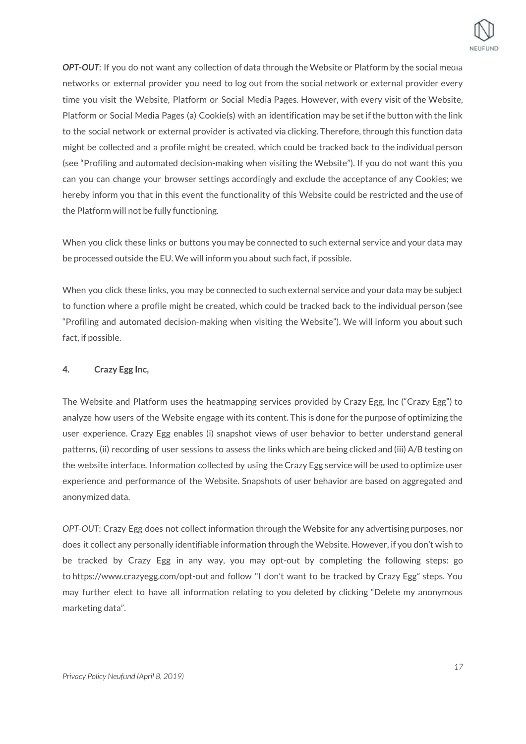***OPT-OUT***: If you do not want any collection of data through the Website or Platform by the social media networks or external provider you need to log out from the social network or external provider every time you visit the Website, Platform or Social Media Pages. However, with every visit of the Website, Platform or Social Media Pages (a) Cookie(s) with an identification may be set if the button with the link to the social network or external provider is activated via clicking. Therefore, through this function data might be collected and a profile might be created, which could be tracked back to the individual person (see "Profiling and automated decision-making when visiting the Website"). If you do not want this you can you can change your browser settings accordingly and exclude the acceptance of any Cookies; we hereby inform you that in this event the functionality of this Website could be restricted and the use of the Platform will not be fully functioning.

When you click these links or buttons you may be connected to such external service and your data may be processed outside the EU. We will inform you about such fact, if possible.

When you click these links, you may be connected to such external service and your data may be subject to function where a profile might be created, which could be tracked back to the individual person (see "Profiling and automated decision-making when visiting the Website"). We will inform you about such fact, if possible.

**4. Crazy Egg Inc,**

The Website and Platform uses the heatmapping services provided by Crazy Egg, Inc ("Crazy Egg") to analyze how users of the Website engage with its content. This is done for the purpose of optimizing the user experience. Crazy Egg enables (i) snapshot views of user behavior to better understand general patterns, (ii) recording of user sessions to assess the links which are being clicked and (iii) A/B testing on the website interface. Information collected by using the Crazy Egg service will be used to optimize user experience and performance of the Website. Snapshots of user behavior are based on aggregated and anonymized data.

*OPT-OUT*: Crazy Egg does not collect information through the Website for any advertising purposes, nor does it collect any personally identifiable information through the Website. However, if you don't wish to be tracked by Crazy Egg in any way, you may opt-out by completing the following steps: go to https://www.crazyegg.com/opt-out and follow "I don't want to be tracked by Crazy Egg" steps. You may further elect to have all information relating to you deleted by clicking "Delete my anonymous marketing data".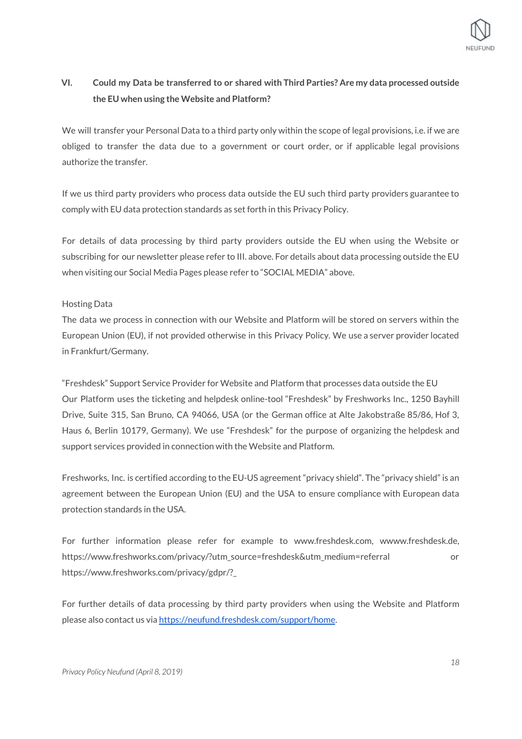## VI. Could my Data be transferred to or shared with Third Parties? Are my data processed outside the EU when using the Website and Platform?

We will transfer your Personal Data to a third party only within the scope of legal provisions, i.e. if we are obliged to transfer the data due to a government or court order, or if applicable legal provisions authorize the transfer.

If we us third party providers who process data outside the EU such third party providers guarantee to comply with EU data protection standards as set forth in this Privacy Policy.

For details of data processing by third party providers outside the EU when using the Website or subscribing for our newsletter please refer to III. above. For details about data processing outside the EU when visiting our Social Media Pages please refer to "SOCIAL MEDIA" above.

Hosting Data

The data we process in connection with our Website and Platform will be stored on servers within the European Union (EU), if not provided otherwise in this Privacy Policy. We use a server provider located in Frankfurt/Germany.

"Freshdesk" Support Service Provider for Website and Platform that processes data outside the EU

Our Platform uses the ticketing and helpdesk online-tool "Freshdesk" by Freshworks Inc., 1250 Bayhill Drive, Suite 315, San Bruno, CA 94066, USA (or the German office at Alte Jakobstraße 85/86, Hof 3, Haus 6, Berlin 10179, Germany). We use "Freshdesk" for the purpose of organizing the helpdesk and support services provided in connection with the Website and Platform.

Freshworks, Inc. is certified according to the EU-US agreement "privacy shield". The "privacy shield" is an agreement between the European Union (EU) and the USA to ensure compliance with European data protection standards in the USA.

For further information please refer for example to www.freshdesk.com, wwww.freshdesk.de, https://www.freshworks.com/privacy/?utm_source=freshdesk&utm_medium=referral or https://www.freshworks.com/privacy/gdpr/?_

For further details of data processing by third party providers when using the Website and Platform please also contact us via [https://neufund.freshdesk.com/support/home](https://neufund.freshdesk.com/support/home).

*Privacy Policy Neufund (April 8, 2019)*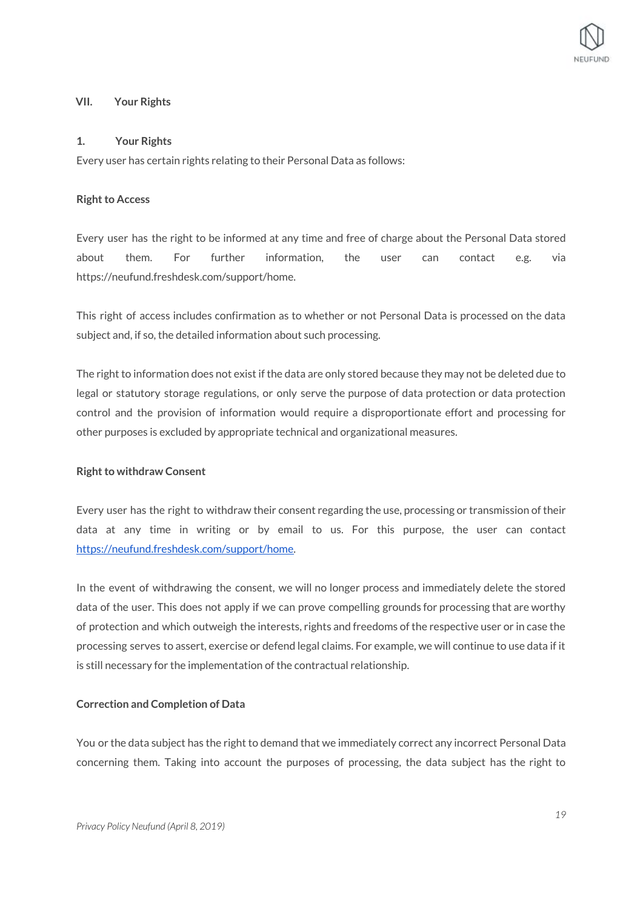## VII. Your Rights

### 1. Your Rights

Every user has certain rights relating to their Personal Data as follows:

**Right to Access**

Every user has the right to be informed at any time and free of charge about the Personal Data stored about them. For further information, the user can contact e.g. via https://neufund.freshdesk.com/support/home.

This right of access includes confirmation as to whether or not Personal Data is processed on the data subject and, if so, the detailed information about such processing.

The right to information does not exist if the data are only stored because they may not be deleted due to legal or statutory storage regulations, or only serve the purpose of data protection or data protection control and the provision of information would require a disproportionate effort and processing for other purposes is excluded by appropriate technical and organizational measures.

**Right to withdraw Consent**

Every user has the right to withdraw their consent regarding the use, processing or transmission of their data at any time in writing or by email to us. For this purpose, the user can contact https://neufund.freshdesk.com/support/home.

In the event of withdrawing the consent, we will no longer process and immediately delete the stored data of the user. This does not apply if we can prove compelling grounds for processing that are worthy of protection and which outweigh the interests, rights and freedoms of the respective user or in case the processing serves to assert, exercise or defend legal claims. For example, we will continue to use data if it is still necessary for the implementation of the contractual relationship.

**Correction and Completion of Data**

You or the data subject has the right to demand that we immediately correct any incorrect Personal Data concerning them. Taking into account the purposes of processing, the data subject has the right to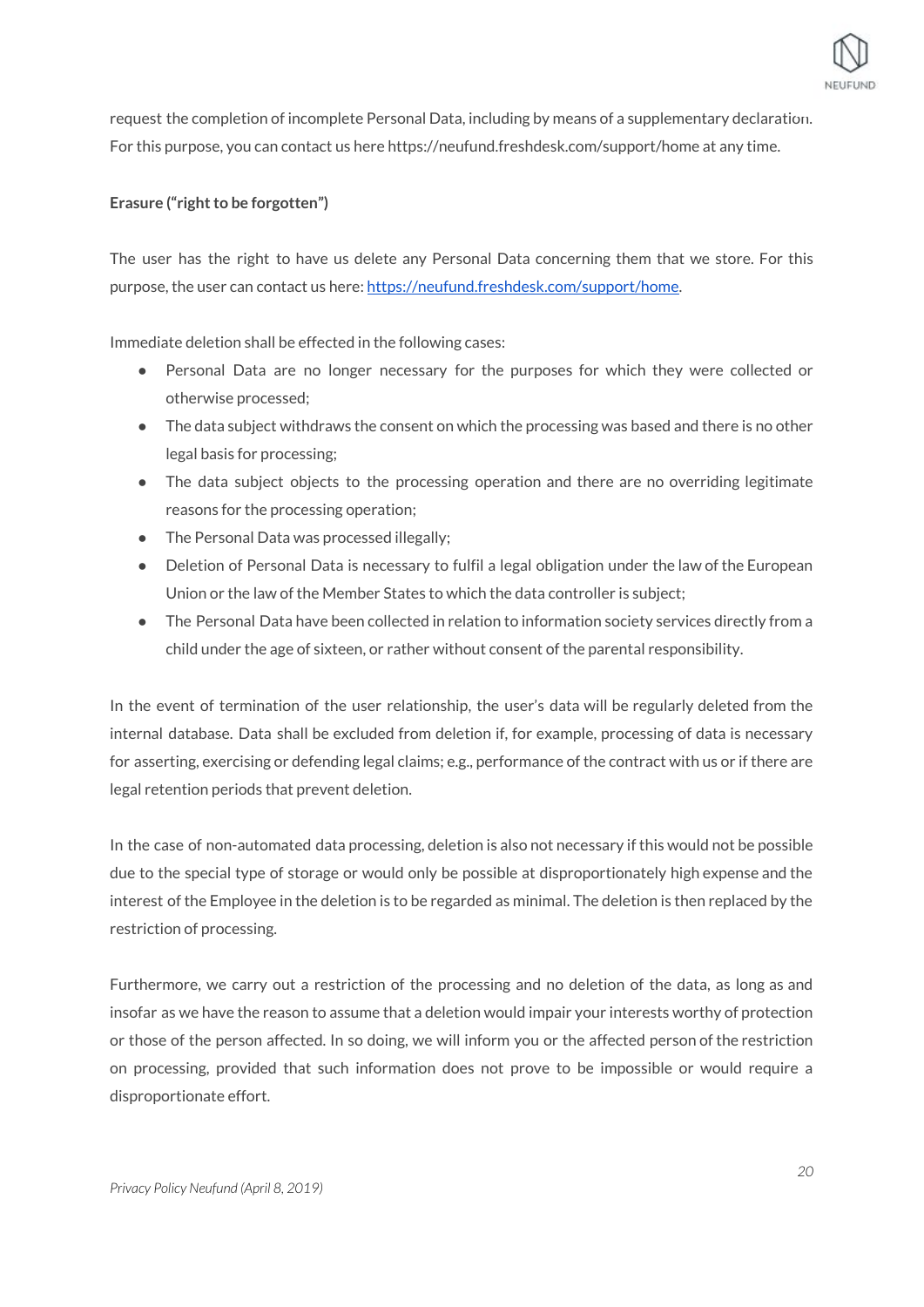request the completion of incomplete Personal Data, including by means of a supplementary declaration. For this purpose, you can contact us here https://neufund.freshdesk.com/support/home at any time.

**Erasure ("right to be forgotten")**

The user has the right to have us delete any Personal Data concerning them that we store. For this purpose, the user can contact us here: https://neufund.freshdesk.com/support/home.

Immediate deletion shall be effected in the following cases:

- Personal Data are no longer necessary for the purposes for which they were collected or otherwise processed;
- The data subject withdraws the consent on which the processing was based and there is no other legal basis for processing;
- The data subject objects to the processing operation and there are no overriding legitimate reasons for the processing operation;
- The Personal Data was processed illegally;
- Deletion of Personal Data is necessary to fulfil a legal obligation under the law of the European Union or the law of the Member States to which the data controller is subject;
- The Personal Data have been collected in relation to information society services directly from a child under the age of sixteen, or rather without consent of the parental responsibility.

In the event of termination of the user relationship, the user's data will be regularly deleted from the internal database. Data shall be excluded from deletion if, for example, processing of data is necessary for asserting, exercising or defending legal claims; e.g., performance of the contract with us or if there are legal retention periods that prevent deletion.

In the case of non-automated data processing, deletion is also not necessary if this would not be possible due to the special type of storage or would only be possible at disproportionately high expense and the interest of the Employee in the deletion is to be regarded as minimal. The deletion is then replaced by the restriction of processing.

Furthermore, we carry out a restriction of the processing and no deletion of the data, as long as and insofar as we have the reason to assume that a deletion would impair your interests worthy of protection or those of the person affected. In so doing, we will inform you or the affected person of the restriction on processing, provided that such information does not prove to be impossible or would require a disproportionate effort.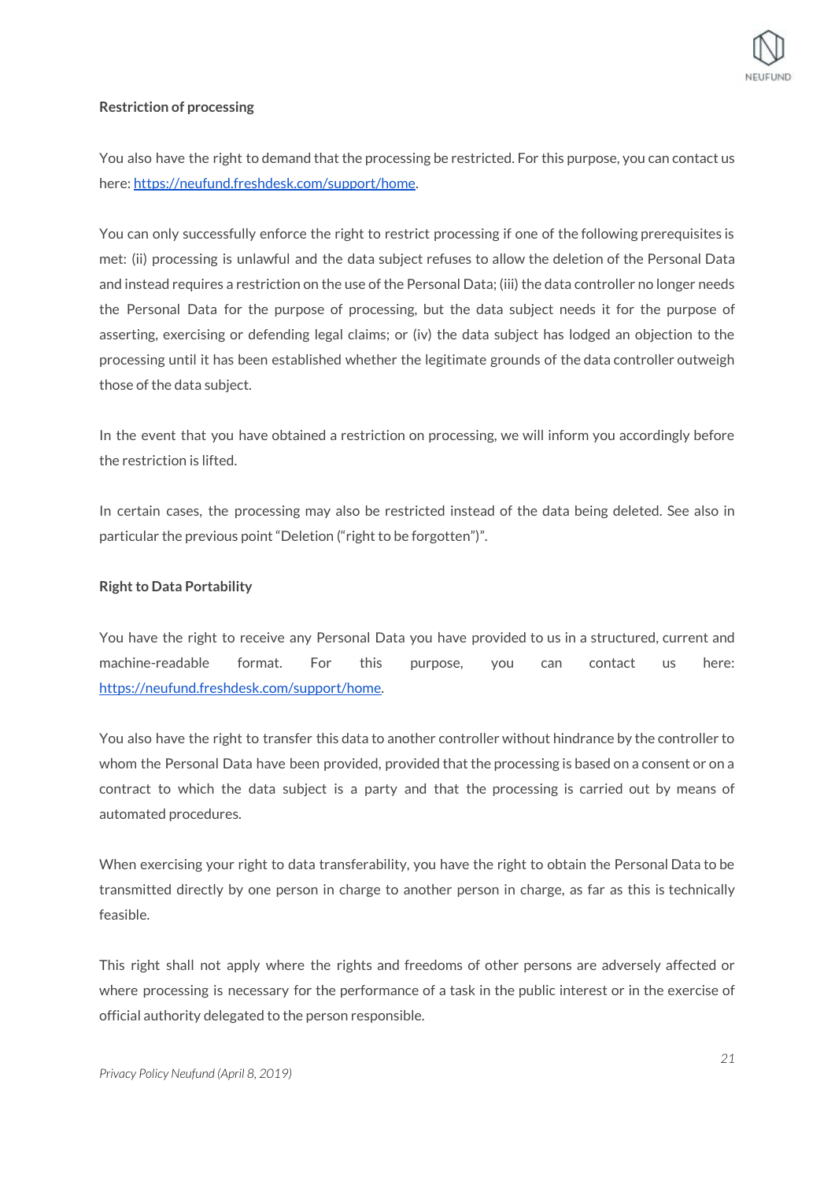**Restriction of processing**

You also have the right to demand that the processing be restricted. For this purpose, you can contact us here: [https://neufund.freshdesk.com/support/home](https://neufund.freshdesk.com/support/home).

You can only successfully enforce the right to restrict processing if one of the following prerequisites is met: (ii) processing is unlawful and the data subject refuses to allow the deletion of the Personal Data and instead requires a restriction on the use of the Personal Data; (iii) the data controller no longer needs the Personal Data for the purpose of processing, but the data subject needs it for the purpose of asserting, exercising or defending legal claims; or (iv) the data subject has lodged an objection to the processing until it has been established whether the legitimate grounds of the data controller outweigh those of the data subject.

In the event that you have obtained a restriction on processing, we will inform you accordingly before the restriction is lifted.

In certain cases, the processing may also be restricted instead of the data being deleted. See also in particular the previous point "Deletion ("right to be forgotten")".

**Right to Data Portability**

You have the right to receive any Personal Data you have provided to us in a structured, current and machine-readable format. For this purpose, you can contact us here: [https://neufund.freshdesk.com/support/home](https://neufund.freshdesk.com/support/home).

You also have the right to transfer this data to another controller without hindrance by the controller to whom the Personal Data have been provided, provided that the processing is based on a consent or on a contract to which the data subject is a party and that the processing is carried out by means of automated procedures.

When exercising your right to data transferability, you have the right to obtain the Personal Data to be transmitted directly by one person in charge to another person in charge, as far as this is technically feasible.

This right shall not apply where the rights and freedoms of other persons are adversely affected or where processing is necessary for the performance of a task in the public interest or in the exercise of official authority delegated to the person responsible.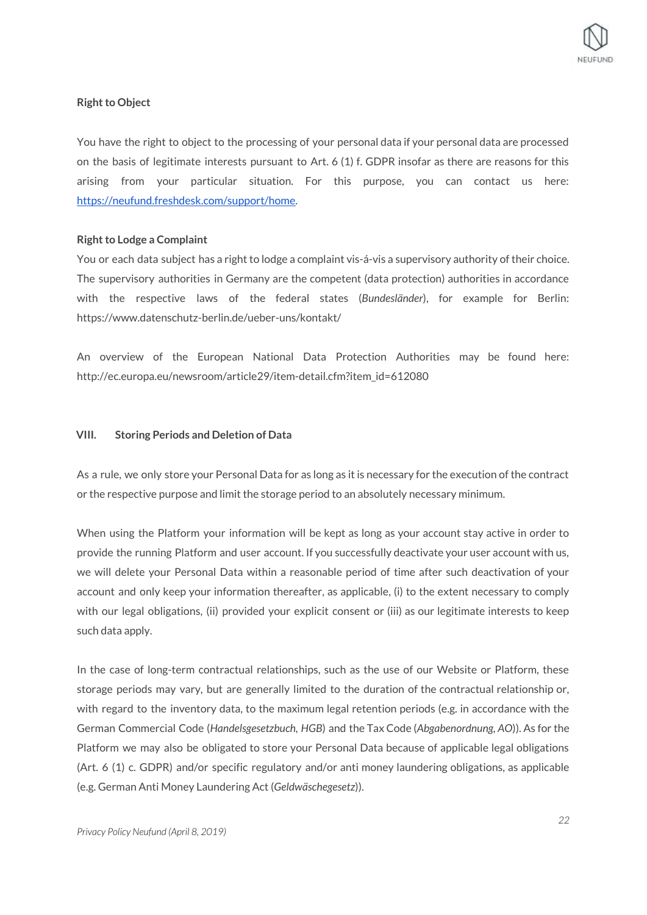**Right to Object**

You have the right to object to the processing of your personal data if your personal data are processed on the basis of legitimate interests pursuant to Art. 6 (1) f. GDPR insofar as there are reasons for this arising from your particular situation. For this purpose, you can contact us here: [https://neufund.freshdesk.com/support/home](https://neufund.freshdesk.com/support/home).

**Right to Lodge a Complaint**

You or each data subject has a right to lodge a complaint vis-á-vis a supervisory authority of their choice. The supervisory authorities in Germany are the competent (data protection) authorities in accordance with the respective laws of the federal states (*Bundesländer*), for example for Berlin: https://www.datenschutz-berlin.de/ueber-uns/kontakt/

An overview of the European National Data Protection Authorities may be found here: http://ec.europa.eu/newsroom/article29/item-detail.cfm?item_id=612080

## VIII. Storing Periods and Deletion of Data

As a rule, we only store your Personal Data for as long as it is necessary for the execution of the contract or the respective purpose and limit the storage period to an absolutely necessary minimum.

When using the Platform your information will be kept as long as your account stay active in order to provide the running Platform and user account. If you successfully deactivate your user account with us, we will delete your Personal Data within a reasonable period of time after such deactivation of your account and only keep your information thereafter, as applicable, (i) to the extent necessary to comply with our legal obligations, (ii) provided your explicit consent or (iii) as our legitimate interests to keep such data apply.

In the case of long-term contractual relationships, such as the use of our Website or Platform, these storage periods may vary, but are generally limited to the duration of the contractual relationship or, with regard to the inventory data, to the maximum legal retention periods (e.g. in accordance with the German Commercial Code (*Handelsgesetzbuch, HGB*) and the Tax Code (*Abgabenordnung, AO*)). As for the Platform we may also be obligated to store your Personal Data because of applicable legal obligations (Art. 6 (1) c. GDPR) and/or specific regulatory and/or anti money laundering obligations, as applicable (e.g. German Anti Money Laundering Act (*Geldwäschegesetz*)).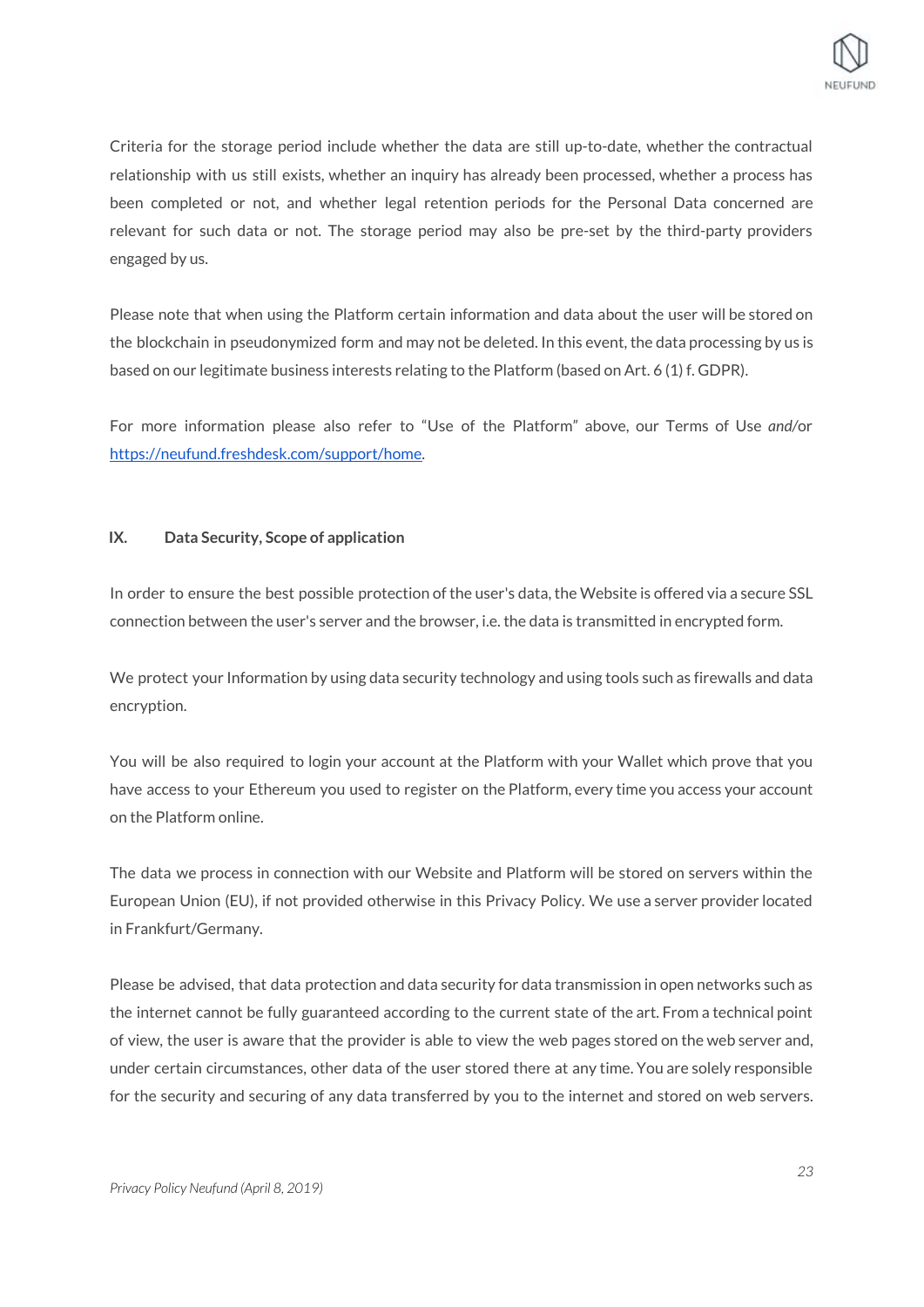Criteria for the storage period include whether the data are still up-to-date, whether the contractual relationship with us still exists, whether an inquiry has already been processed, whether a process has been completed or not, and whether legal retention periods for the Personal Data concerned are relevant for such data or not. The storage period may also be pre-set by the third-party providers engaged by us.

Please note that when using the Platform certain information and data about the user will be stored on the blockchain in pseudonymized form and may not be deleted. In this event, the data processing by us is based on our legitimate business interests relating to the Platform (based on Art. 6 (1) f. GDPR).

For more information please also refer to "Use of the Platform" above, our Terms of Use *and/*or [https://neufund.freshdesk.com/support/home](https://neufund.freshdesk.com/support/home).

## IX. Data Security, Scope of application

In order to ensure the best possible protection of the user's data, the Website is offered via a secure SSL connection between the user's server and the browser, i.e. the data is transmitted in encrypted form.

We protect your Information by using data security technology and using tools such as firewalls and data encryption.

You will be also required to login your account at the Platform with your Wallet which prove that you have access to your Ethereum you used to register on the Platform, every time you access your account on the Platform online.

The data we process in connection with our Website and Platform will be stored on servers within the European Union (EU), if not provided otherwise in this Privacy Policy. We use a server provider located in Frankfurt/Germany.

Please be advised, that data protection and data security for data transmission in open networks such as the internet cannot be fully guaranteed according to the current state of the art. From a technical point of view, the user is aware that the provider is able to view the web pages stored on the web server and, under certain circumstances, other data of the user stored there at any time. You are solely responsible for the security and securing of any data transferred by you to the internet and stored on web servers.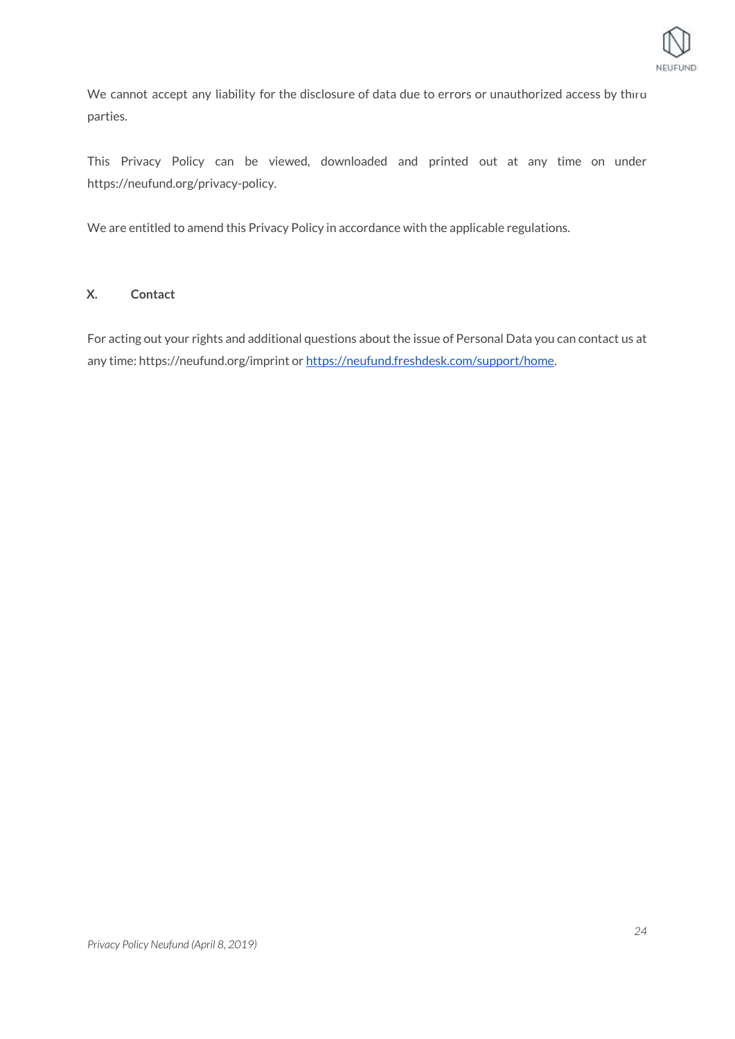We cannot accept any liability for the disclosure of data due to errors or unauthorized access by third parties.

This Privacy Policy can be viewed, downloaded and printed out at any time on under https://neufund.org/privacy-policy.

We are entitled to amend this Privacy Policy in accordance with the applicable regulations.

## X. Contact

For acting out your rights and additional questions about the issue of Personal Data you can contact us at any time: https://neufund.org/imprint or [https://neufund.freshdesk.com/support/home](https://neufund.freshdesk.com/support/home).